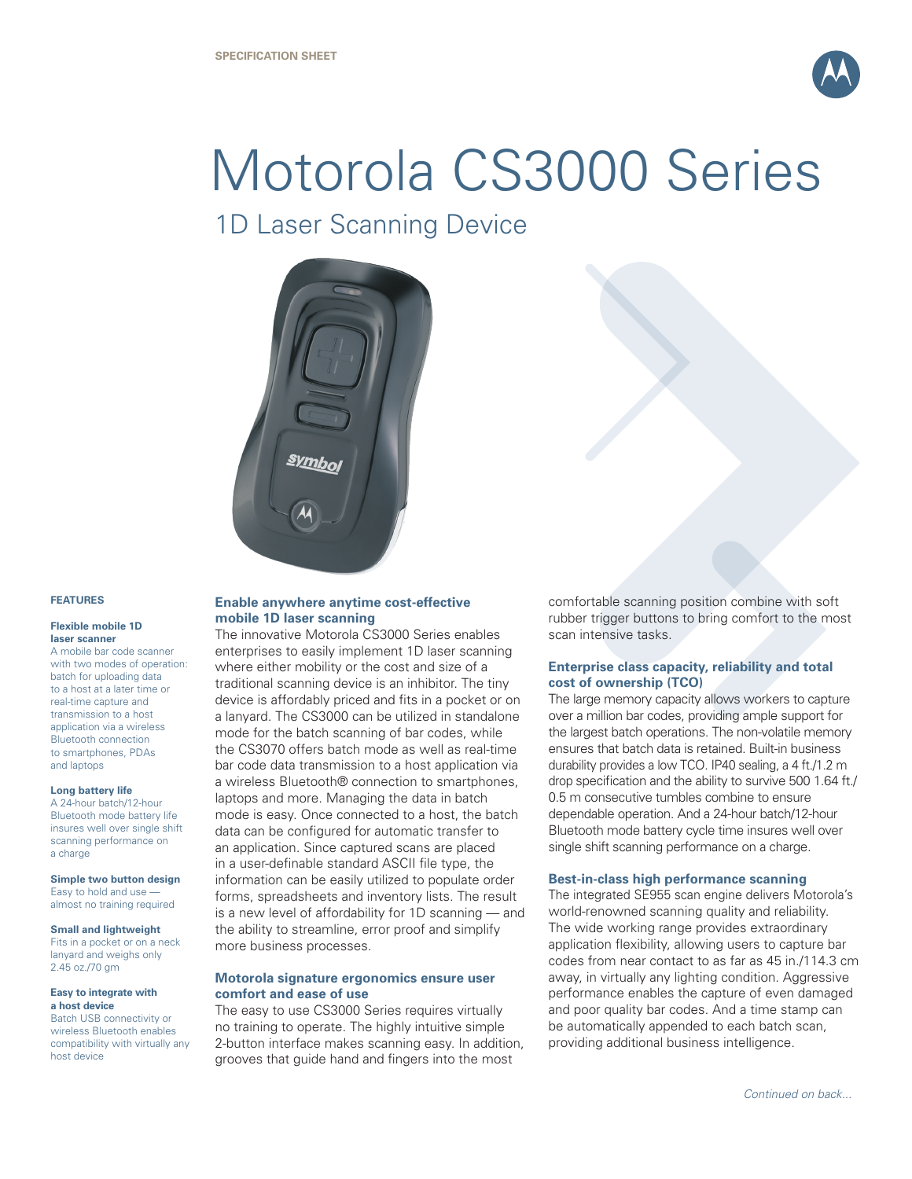SPECIFICATION SHEET

# Motorola CS3000 Series

## 1D Laser Scanning Device

### FEATURES

**Flexible mobile 1D laser scanner**
A mobile bar code scanner with two modes of operation: batch for uploading data to a host at a later time or real-time capture and transmission to a host application via a wireless Bluetooth connection to smartphones, PDAs and laptops

**Long battery life**
A 24-hour batch/12-hour Bluetooth mode battery life insures well over single shift scanning performance on a charge

**Simple two button design**
Easy to hold and use — almost no training required

**Small and lightweight**
Fits in a pocket or on a neck lanyard and weighs only 2.45 oz./70 gm

**Easy to integrate with a host device**
Batch USB connectivity or wireless Bluetooth enables compatibility with virtually any host device

### Enable anywhere anytime cost-effective mobile 1D laser scanning

The innovative Motorola CS3000 Series enables enterprises to easily implement 1D laser scanning where either mobility or the cost and size of a traditional scanning device is an inhibitor. The tiny device is affordably priced and fits in a pocket or on a lanyard. The CS3000 can be utilized in standalone mode for the batch scanning of bar codes, while the CS3070 offers batch mode as well as real-time bar code data transmission to a host application via a wireless Bluetooth® connection to smartphones, laptops and more. Managing the data in batch mode is easy. Once connected to a host, the batch data can be configured for automatic transfer to an application. Since captured scans are placed in a user-definable standard ASCII file type, the information can be easily utilized to populate order forms, spreadsheets and inventory lists. The result is a new level of affordability for 1D scanning — and the ability to streamline, error proof and simplify more business processes.

### Motorola signature ergonomics ensure user comfort and ease of use

The easy to use CS3000 Series requires virtually no training to operate. The highly intuitive simple 2-button interface makes scanning easy. In addition, grooves that guide hand and fingers into the most comfortable scanning position combine with soft rubber trigger buttons to bring comfort to the most scan intensive tasks.

### Enterprise class capacity, reliability and total cost of ownership (TCO)

The large memory capacity allows workers to capture over a million bar codes, providing ample support for the largest batch operations. The non-volatile memory ensures that batch data is retained. Built-in business durability provides a low TCO. IP40 sealing, a 4 ft./1.2 m drop specification and the ability to survive 500 1.64 ft./0.5 m consecutive tumbles combine to ensure dependable operation. And a 24-hour batch/12-hour Bluetooth mode battery cycle time insures well over single shift scanning performance on a charge.

### Best-in-class high performance scanning

The integrated SE955 scan engine delivers Motorola's world-renowned scanning quality and reliability. The wide working range provides extraordinary application flexibility, allowing users to capture bar codes from near contact to as far as 45 in./114.3 cm away, in virtually any lighting condition. Aggressive performance enables the capture of even damaged and poor quality bar codes. And a time stamp can be automatically appended to each batch scan, providing additional business intelligence.

*Continued on back...*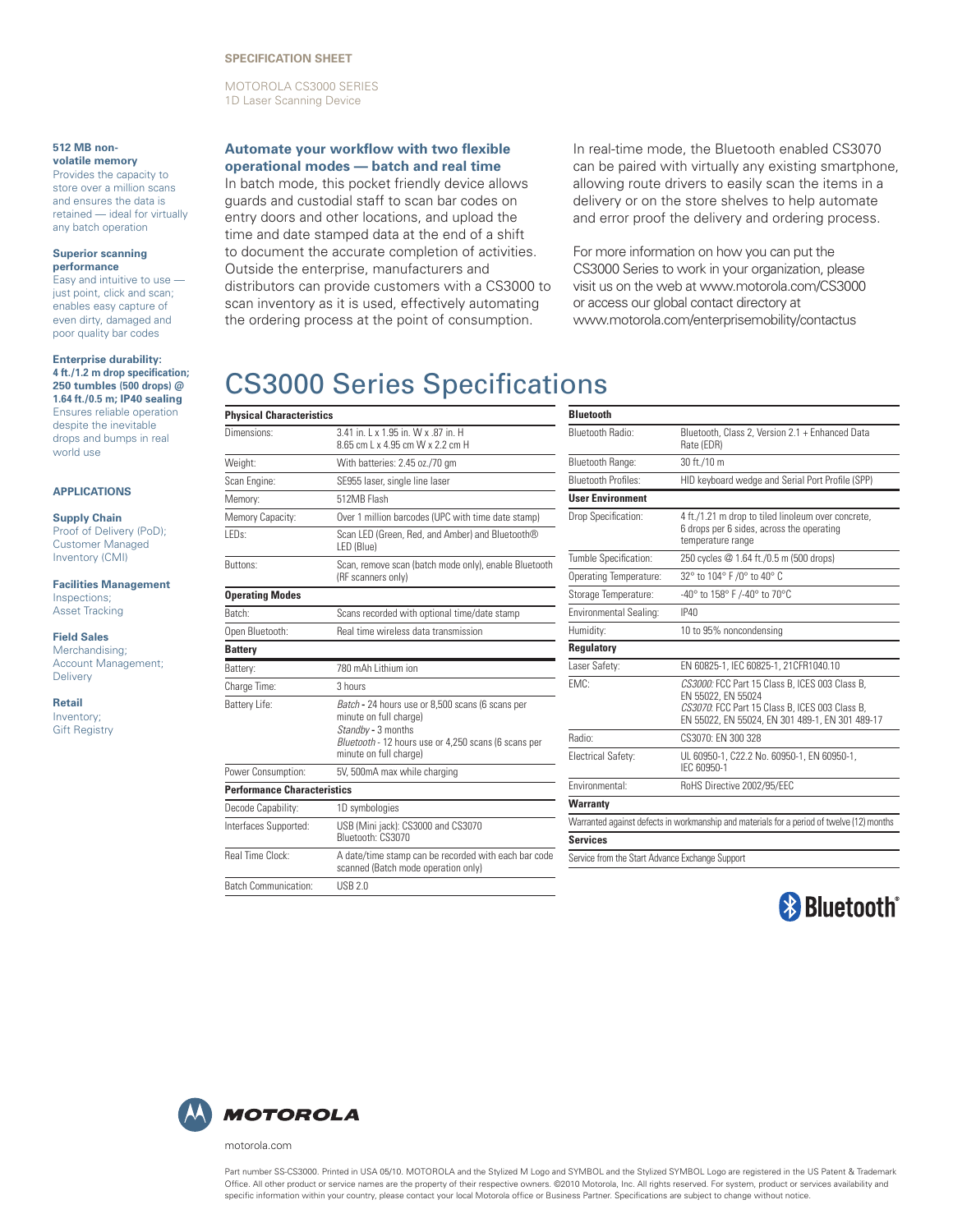SPECIFICATION SHEET

MOTOROLA CS3000 SERIES
1D Laser Scanning Device

**512 MB non-volatile memory**
Provides the capacity to store over a million scans and ensures the data is retained — ideal for virtually any batch operation

**Superior scanning performance**
Easy and intuitive to use — just point, click and scan; enables easy capture of even dirty, damaged and poor quality bar codes

**Enterprise durability: 4 ft./1.2 m drop specification; 250 tumbles (500 drops) @ 1.64 ft./0.5 m; IP40 sealing**
Ensures reliable operation despite the inevitable drops and bumps in real world use

**APPLICATIONS**

**Supply Chain**
Proof of Delivery (PoD); Customer Managed Inventory (CMI)

**Facilities Management**
Inspections; Asset Tracking

**Field Sales**
Merchandising; Account Management; Delivery

**Retail**
Inventory; Gift Registry

### Automate your workflow with two flexible operational modes — batch and real time

In batch mode, this pocket friendly device allows guards and custodial staff to scan bar codes on entry doors and other locations, and upload the time and date stamped data at the end of a shift to document the accurate completion of activities. Outside the enterprise, manufacturers and distributors can provide customers with a CS3000 to scan inventory as it is used, effectively automating the ordering process at the point of consumption.

In real-time mode, the Bluetooth enabled CS3070 can be paired with virtually any existing smartphone, allowing route drivers to easily scan the items in a delivery or on the store shelves to help automate and error proof the delivery and ordering process.

For more information on how you can put the CS3000 Series to work in your organization, please visit us on the web at www.motorola.com/CS3000 or access our global contact directory at www.motorola.com/enterprisemobility/contactus

# CS3000 Series Specifications

| **Physical Characteristics** | |
|---|---|
| Dimensions: | 3.41 in. L x 1.95 in. W x .87 in. H<br>8.65 cm L x 4.95 cm W x 2.2 cm H |
| Weight: | With batteries: 2.45 oz./70 gm |
| Scan Engine: | SE955 laser, single line laser |
| Memory: | 512MB Flash |
| Memory Capacity: | Over 1 million barcodes (UPC with time date stamp) |
| LEDs: | Scan LED (Green, Red, and Amber) and Bluetooth® LED (Blue) |
| Buttons: | Scan, remove scan (batch mode only), enable Bluetooth (RF scanners only) |
| **Operating Modes** | |
| Batch: | Scans recorded with optional time/date stamp |
| Open Bluetooth: | Real time wireless data transmission |
| **Battery** | |
| Battery: | 780 mAh Lithium ion |
| Charge Time: | 3 hours |
| Battery Life: | *Batch* - 24 hours use or 8,500 scans (6 scans per minute on full charge)<br>*Standby* - 3 months<br>*Bluetooth* - 12 hours use or 4,250 scans (6 scans per minute on full charge) |
| Power Consumption: | 5V, 500mA max while charging |
| **Performance Characteristics** | |
| Decode Capability: | 1D symbologies |
| Interfaces Supported: | USB (Mini jack): CS3000 and CS3070<br>Bluetooth: CS3070 |
| Real Time Clock: | A date/time stamp can be recorded with each bar code scanned (Batch mode operation only) |
| Batch Communication: | USB 2.0 |

| **Bluetooth** | |
|---|---|
| Bluetooth Radio: | Bluetooth, Class 2, Version 2.1 + Enhanced Data Rate (EDR) |
| Bluetooth Range: | 30 ft./10 m |
| Bluetooth Profiles: | HID keyboard wedge and Serial Port Profile (SPP) |
| **User Environment** | |
| Drop Specification: | 4 ft./1.21 m drop to tiled linoleum over concrete, 6 drops per 6 sides, across the operating temperature range |
| Tumble Specification: | 250 cycles @ 1.64 ft./0.5 m (500 drops) |
| Operating Temperature: | 32° to 104° F /0° to 40° C |
| Storage Temperature: | -40° to 158° F /-40° to 70°C |
| Environmental Sealing: | IP40 |
| Humidity: | 10 to 95% noncondensing |
| **Regulatory** | |
| Laser Safety: | EN 60825-1, IEC 60825-1, 21CFR1040.10 |
| EMC: | *CS3000:* FCC Part 15 Class B, ICES 003 Class B, EN 55022, EN 55024<br>*CS3070:* FCC Part 15 Class B, ICES 003 Class B, EN 55022, EN 55024, EN 301 489-1, EN 301 489-17 |
| Radio: | CS3070: EN 300 328 |
| Electrical Safety: | UL 60950-1, C22.2 No. 60950-1, EN 60950-1, IEC 60950-1 |
| Environmental: | RoHS Directive 2002/95/EEC |
| **Warranty** | |
| Warranted against defects in workmanship and materials for a period of twelve (12) months | |
| **Services** | |
| Service from the Start Advance Exchange Support | |

Bluetooth®

MOTOROLA

motorola.com

Part number SS-CS3000. Printed in USA 05/10. MOTOROLA and the Stylized M Logo and SYMBOL and the Stylized SYMBOL Logo are registered in the US Patent & Trademark Office. All other product or service names are the property of their respective owners. ©2010 Motorola, Inc. All rights reserved. For system, product or services availability and specific information within your country, please contact your local Motorola office or Business Partner. Specifications are subject to change without notice.